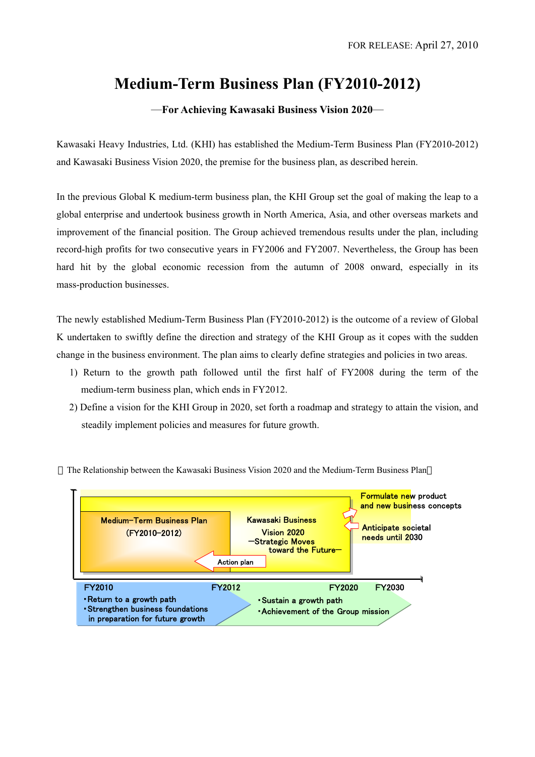FOR RELEASE: April 27, 2010

# Medium-Term Business Plan (FY2010-2012)

**—For Achieving Kawasaki Business Vision 2020—**

Kawasaki Heavy Industries, Ltd. (KHI) has established the Medium-Term Business Plan (FY2010-2012) and Kawasaki Business Vision 2020, the premise for the business plan, as described herein.

In the previous Global K medium-term business plan, the KHI Group set the goal of making the leap to a global enterprise and undertook business growth in North America, Asia, and other overseas markets and improvement of the financial position. The Group achieved tremendous results under the plan, including record-high profits for two consecutive years in FY2006 and FY2007. Nevertheless, the Group has been hard hit by the global economic recession from the autumn of 2008 onward, especially in its mass-production businesses.

The newly established Medium-Term Business Plan (FY2010-2012) is the outcome of a review of Global K undertaken to swiftly define the direction and strategy of the KHI Group as it copes with the sudden change in the business environment. The plan aims to clearly define strategies and policies in two areas.

1) Return to the growth path followed until the first half of FY2008 during the term of the medium-term business plan, which ends in FY2012.
2) Define a vision for the KHI Group in 2020, set forth a roadmap and strategy to attain the vision, and steadily implement policies and measures for future growth.

【The Relationship between the Kawasaki Business Vision 2020 and the Medium-Term Business Plan】

Medium-Term Business Plan (FY2010-2012)

Kawasaki Business Vision 2020 —Strategic Moves toward the Future—

Action plan

Formulate new product and new business concepts

Anticipate societal needs until 2030

FY2010 FY2012 FY2020 FY2030

- Return to a growth path
- Strengthen business foundations in preparation for future growth

- Sustain a growth path
- Achievement of the Group mission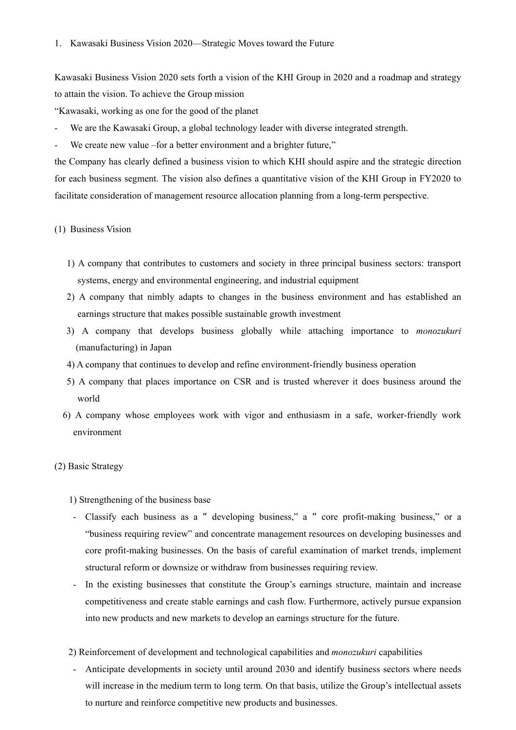# 1. Kawasaki Business Vision 2020—Strategic Moves toward the Future

Kawasaki Business Vision 2020 sets forth a vision of the KHI Group in 2020 and a roadmap and strategy to attain the vision. To achieve the Group mission

"Kawasaki, working as one for the good of the planet

- We are the Kawasaki Group, a global technology leader with diverse integrated strength.
- We create new value –for a better environment and a brighter future,"

the Company has clearly defined a business vision to which KHI should aspire and the strategic direction for each business segment. The vision also defines a quantitative vision of the KHI Group in FY2020 to facilitate consideration of management resource allocation planning from a long-term perspective.

## (1) Business Vision

1) A company that contributes to customers and society in three principal business sectors: transport systems, energy and environmental engineering, and industrial equipment
2) A company that nimbly adapts to changes in the business environment and has established an earnings structure that makes possible sustainable growth investment
3) A company that develops business globally while attaching importance to *monozukuri* (manufacturing) in Japan
4) A company that continues to develop and refine environment-friendly business operation
5) A company that places importance on CSR and is trusted wherever it does business around the world
6) A company whose employees work with vigor and enthusiasm in a safe, worker-friendly work environment

## (2) Basic Strategy

### 1) Strengthening of the business base

- Classify each business as a "developing business," a "core profit-making business," or a "business requiring review" and concentrate management resources on developing businesses and core profit-making businesses. On the basis of careful examination of market trends, implement structural reform or downsize or withdraw from businesses requiring review.
- In the existing businesses that constitute the Group's earnings structure, maintain and increase competitiveness and create stable earnings and cash flow. Furthermore, actively pursue expansion into new products and new markets to develop an earnings structure for the future.

### 2) Reinforcement of development and technological capabilities and *monozukuri* capabilities

- Anticipate developments in society until around 2030 and identify business sectors where needs will increase in the medium term to long term. On that basis, utilize the Group's intellectual assets to nurture and reinforce competitive new products and businesses.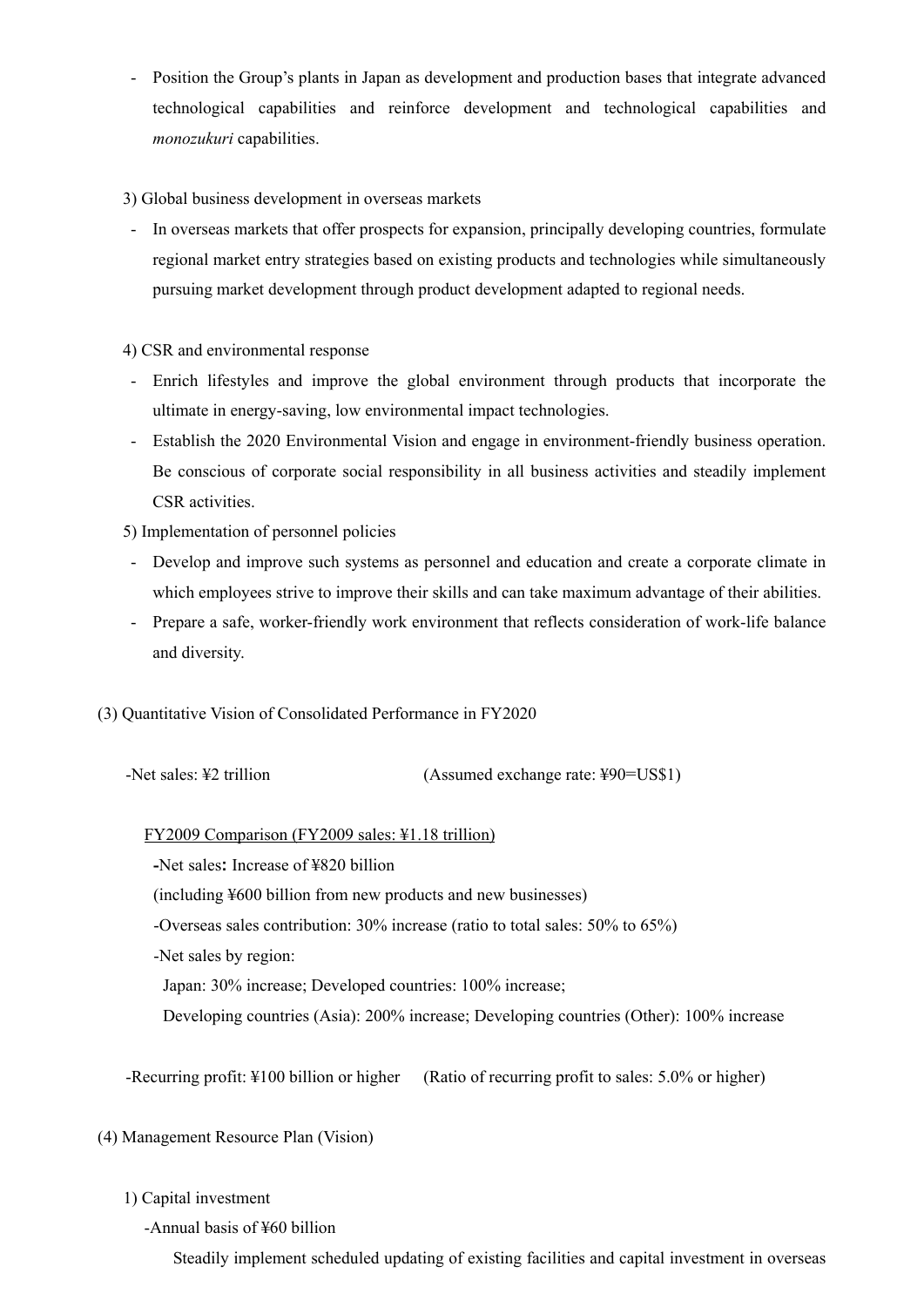- Position the Group's plants in Japan as development and production bases that integrate advanced technological capabilities and reinforce development and technological capabilities and *monozukuri* capabilities.

3) Global business development in overseas markets

- In overseas markets that offer prospects for expansion, principally developing countries, formulate regional market entry strategies based on existing products and technologies while simultaneously pursuing market development through product development adapted to regional needs.

4) CSR and environmental response

- Enrich lifestyles and improve the global environment through products that incorporate the ultimate in energy-saving, low environmental impact technologies.
- Establish the 2020 Environmental Vision and engage in environment-friendly business operation. Be conscious of corporate social responsibility in all business activities and steadily implement CSR activities.

5) Implementation of personnel policies

- Develop and improve such systems as personnel and education and create a corporate climate in which employees strive to improve their skills and can take maximum advantage of their abilities.
- Prepare a safe, worker-friendly work environment that reflects consideration of work-life balance and diversity.

(3) Quantitative Vision of Consolidated Performance in FY2020

-Net sales: ¥2 trillion (Assumed exchange rate: ¥90=US$1)

FY2009 Comparison (FY2009 sales: ¥1.18 trillion)

**-**Net sales**:** Increase of ¥820 billion

(including ¥600 billion from new products and new businesses)

-Overseas sales contribution: 30% increase (ratio to total sales: 50% to 65%)

-Net sales by region:

Japan: 30% increase; Developed countries: 100% increase;

Developing countries (Asia): 200% increase; Developing countries (Other): 100% increase

-Recurring profit: ¥100 billion or higher (Ratio of recurring profit to sales: 5.0% or higher)

(4) Management Resource Plan (Vision)

1) Capital investment

-Annual basis of ¥60 billion

Steadily implement scheduled updating of existing facilities and capital investment in overseas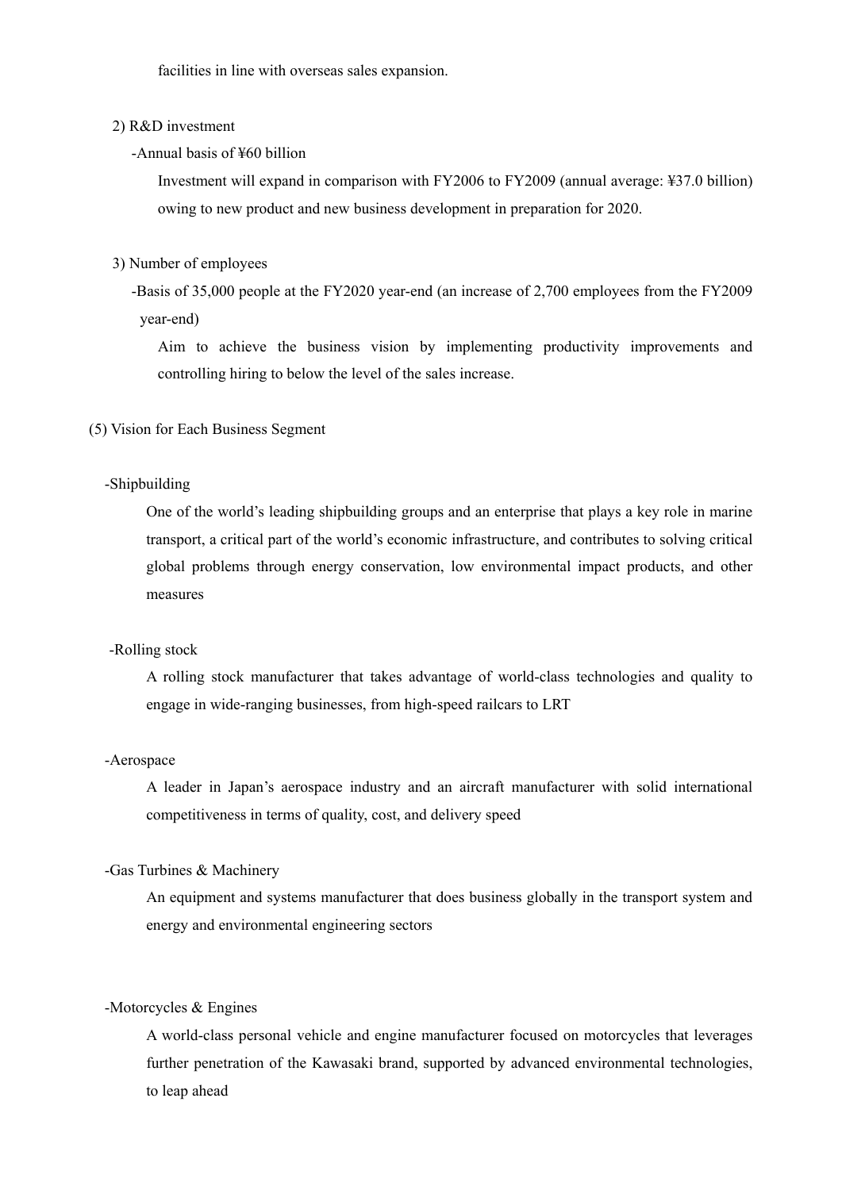facilities in line with overseas sales expansion.

2) R&D investment

-Annual basis of ¥60 billion

Investment will expand in comparison with FY2006 to FY2009 (annual average: ¥37.0 billion) owing to new product and new business development in preparation for 2020.

3) Number of employees

-Basis of 35,000 people at the FY2020 year-end (an increase of 2,700 employees from the FY2009 year-end)

Aim to achieve the business vision by implementing productivity improvements and controlling hiring to below the level of the sales increase.

(5) Vision for Each Business Segment

-Shipbuilding

One of the world's leading shipbuilding groups and an enterprise that plays a key role in marine transport, a critical part of the world's economic infrastructure, and contributes to solving critical global problems through energy conservation, low environmental impact products, and other measures

-Rolling stock

A rolling stock manufacturer that takes advantage of world-class technologies and quality to engage in wide-ranging businesses, from high-speed railcars to LRT

-Aerospace

A leader in Japan's aerospace industry and an aircraft manufacturer with solid international competitiveness in terms of quality, cost, and delivery speed

-Gas Turbines & Machinery

An equipment and systems manufacturer that does business globally in the transport system and energy and environmental engineering sectors

-Motorcycles & Engines

A world-class personal vehicle and engine manufacturer focused on motorcycles that leverages further penetration of the Kawasaki brand, supported by advanced environmental technologies, to leap ahead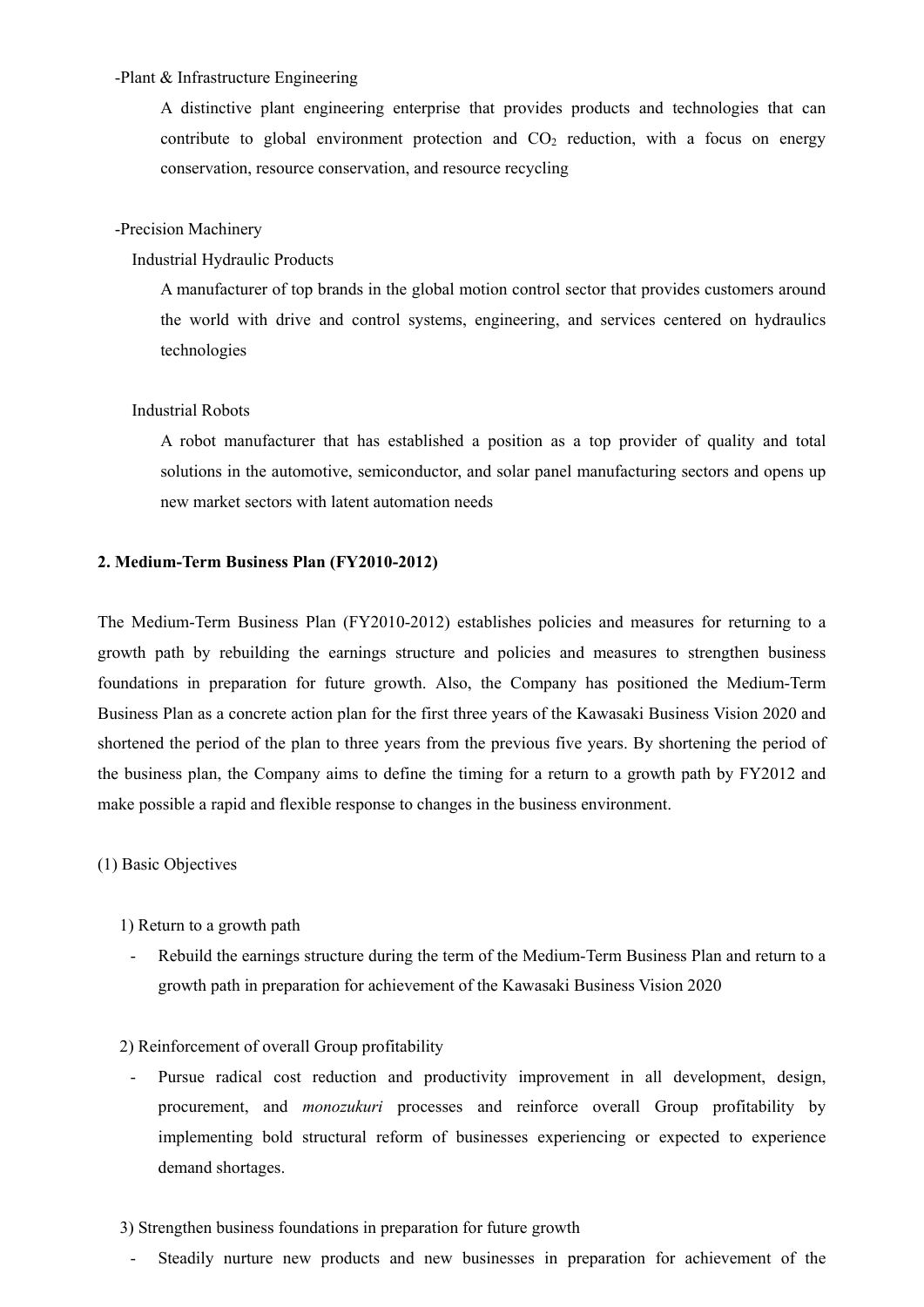-Plant & Infrastructure Engineering

A distinctive plant engineering enterprise that provides products and technologies that can contribute to global environment protection and $CO_2$ reduction, with a focus on energy conservation, resource conservation, and resource recycling

-Precision Machinery

Industrial Hydraulic Products

A manufacturer of top brands in the global motion control sector that provides customers around the world with drive and control systems, engineering, and services centered on hydraulics technologies

Industrial Robots

A robot manufacturer that has established a position as a top provider of quality and total solutions in the automotive, semiconductor, and solar panel manufacturing sectors and opens up new market sectors with latent automation needs

**2. Medium-Term Business Plan (FY2010-2012)**

The Medium-Term Business Plan (FY2010-2012) establishes policies and measures for returning to a growth path by rebuilding the earnings structure and policies and measures to strengthen business foundations in preparation for future growth. Also, the Company has positioned the Medium-Term Business Plan as a concrete action plan for the first three years of the Kawasaki Business Vision 2020 and shortened the period of the plan to three years from the previous five years. By shortening the period of the business plan, the Company aims to define the timing for a return to a growth path by FY2012 and make possible a rapid and flexible response to changes in the business environment.

(1) Basic Objectives

1) Return to a growth path

- Rebuild the earnings structure during the term of the Medium-Term Business Plan and return to a growth path in preparation for achievement of the Kawasaki Business Vision 2020

2) Reinforcement of overall Group profitability

- Pursue radical cost reduction and productivity improvement in all development, design, procurement, and *monozukuri* processes and reinforce overall Group profitability by implementing bold structural reform of businesses experiencing or expected to experience demand shortages.

3) Strengthen business foundations in preparation for future growth

- Steadily nurture new products and new businesses in preparation for achievement of the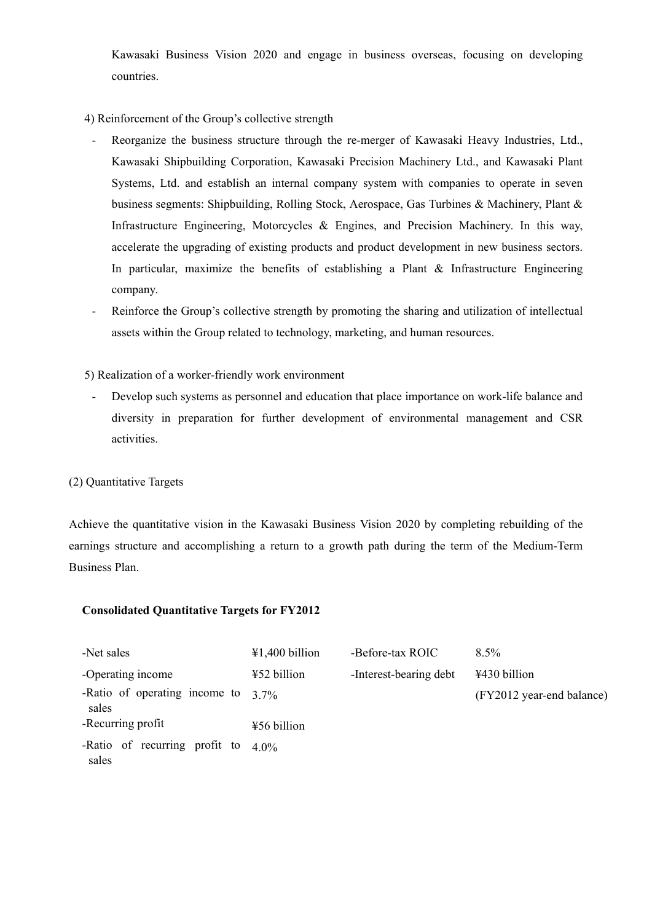Kawasaki Business Vision 2020 and engage in business overseas, focusing on developing countries.

4) Reinforcement of the Group's collective strength

- Reorganize the business structure through the re-merger of Kawasaki Heavy Industries, Ltd., Kawasaki Shipbuilding Corporation, Kawasaki Precision Machinery Ltd., and Kawasaki Plant Systems, Ltd. and establish an internal company system with companies to operate in seven business segments: Shipbuilding, Rolling Stock, Aerospace, Gas Turbines & Machinery, Plant & Infrastructure Engineering, Motorcycles & Engines, and Precision Machinery. In this way, accelerate the upgrading of existing products and product development in new business sectors. In particular, maximize the benefits of establishing a Plant & Infrastructure Engineering company.
- Reinforce the Group's collective strength by promoting the sharing and utilization of intellectual assets within the Group related to technology, marketing, and human resources.

5) Realization of a worker-friendly work environment

- Develop such systems as personnel and education that place importance on work-life balance and diversity in preparation for further development of environmental management and CSR activities.

(2) Quantitative Targets

Achieve the quantitative vision in the Kawasaki Business Vision 2020 by completing rebuilding of the earnings structure and accomplishing a return to a growth path during the term of the Medium-Term Business Plan.

**Consolidated Quantitative Targets for FY2012**

| | | | |
|---|---|---|---|
| -Net sales | ¥1,400 billion | -Before-tax ROIC | 8.5% |
| -Operating income | ¥52 billion | -Interest-bearing debt | ¥430 billion |
| -Ratio of operating income to sales | 3.7% | | (FY2012 year-end balance) |
| -Recurring profit | ¥56 billion | | |
| -Ratio of recurring profit to sales | 4.0% | | |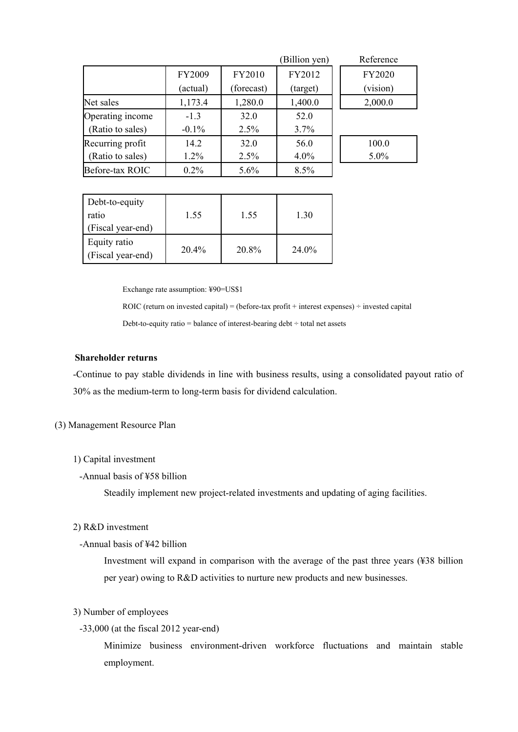| | FY2009 (actual) | FY2010 (forecast) | FY2012 (target) | Reference FY2020 (vision) |
|---|---|---|---|---|
| | | | (Billion yen) | |
| Net sales | 1,173.4 | 1,280.0 | 1,400.0 | 2,000.0 |
| Operating income | -1.3 | 32.0 | 52.0 | |
| (Ratio to sales) | -0.1% | 2.5% | 3.7% | |
| Recurring profit | 14.2 | 32.0 | 56.0 | 100.0 |
| (Ratio to sales) | 1.2% | 2.5% | 4.0% | 5.0% |
| Before-tax ROIC | 0.2% | 5.6% | 8.5% | |

| | | | |
|---|---|---|---|
| Debt-to-equity ratio (Fiscal year-end) | 1.55 | 1.55 | 1.30 |
| Equity ratio (Fiscal year-end) | 20.4% | 20.8% | 24.0% |

Exchange rate assumption: ¥90=US$1

ROIC (return on invested capital) = (before-tax profit + interest expenses) ÷ invested capital

Debt-to-equity ratio = balance of interest-bearing debt ÷ total net assets

**Shareholder returns**

-Continue to pay stable dividends in line with business results, using a consolidated payout ratio of 30% as the medium-term to long-term basis for dividend calculation.

(3) Management Resource Plan

1) Capital investment

-Annual basis of ¥58 billion

Steadily implement new project-related investments and updating of aging facilities.

2) R&D investment

-Annual basis of ¥42 billion

Investment will expand in comparison with the average of the past three years (¥38 billion per year) owing to R&D activities to nurture new products and new businesses.

3) Number of employees

-33,000 (at the fiscal 2012 year-end)

Minimize business environment-driven workforce fluctuations and maintain stable employment.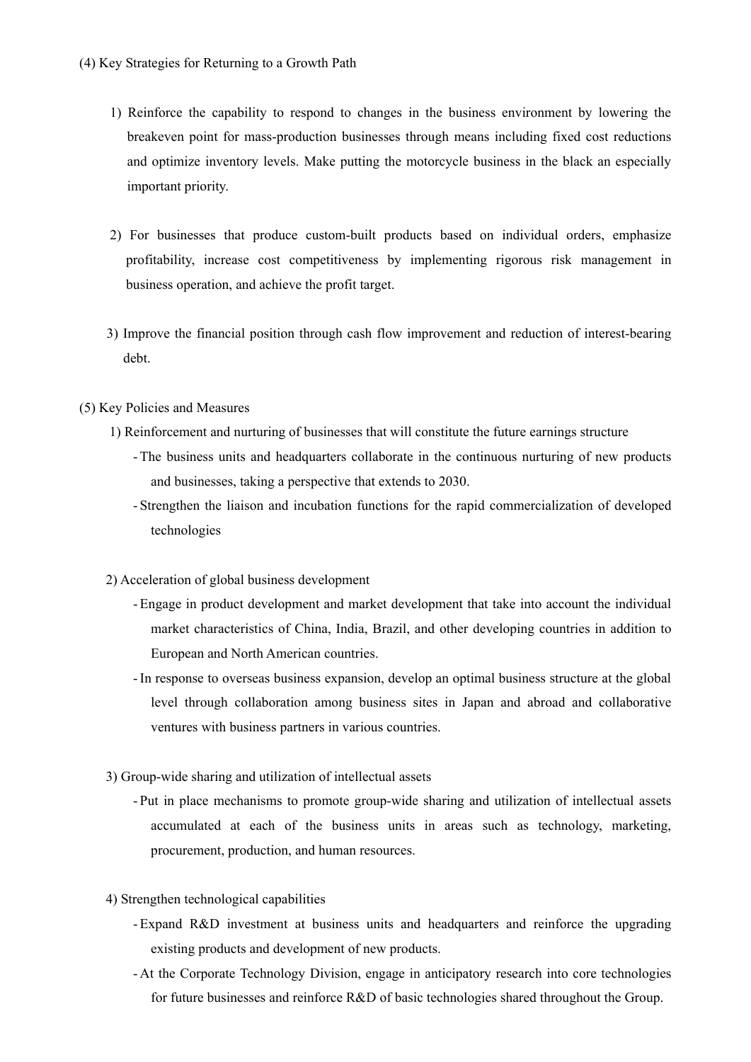(4) Key Strategies for Returning to a Growth Path

1) Reinforce the capability to respond to changes in the business environment by lowering the breakeven point for mass-production businesses through means including fixed cost reductions and optimize inventory levels. Make putting the motorcycle business in the black an especially important priority.

2) For businesses that produce custom-built products based on individual orders, emphasize profitability, increase cost competitiveness by implementing rigorous risk management in business operation, and achieve the profit target.

3) Improve the financial position through cash flow improvement and reduction of interest-bearing debt.

(5) Key Policies and Measures

1) Reinforcement and nurturing of businesses that will constitute the future earnings structure
   - The business units and headquarters collaborate in the continuous nurturing of new products and businesses, taking a perspective that extends to 2030.
   - Strengthen the liaison and incubation functions for the rapid commercialization of developed technologies

2) Acceleration of global business development
   - Engage in product development and market development that take into account the individual market characteristics of China, India, Brazil, and other developing countries in addition to European and North American countries.
   - In response to overseas business expansion, develop an optimal business structure at the global level through collaboration among business sites in Japan and abroad and collaborative ventures with business partners in various countries.

3) Group-wide sharing and utilization of intellectual assets
   - Put in place mechanisms to promote group-wide sharing and utilization of intellectual assets accumulated at each of the business units in areas such as technology, marketing, procurement, production, and human resources.

4) Strengthen technological capabilities
   - Expand R&D investment at business units and headquarters and reinforce the upgrading existing products and development of new products.
   - At the Corporate Technology Division, engage in anticipatory research into core technologies for future businesses and reinforce R&D of basic technologies shared throughout the Group.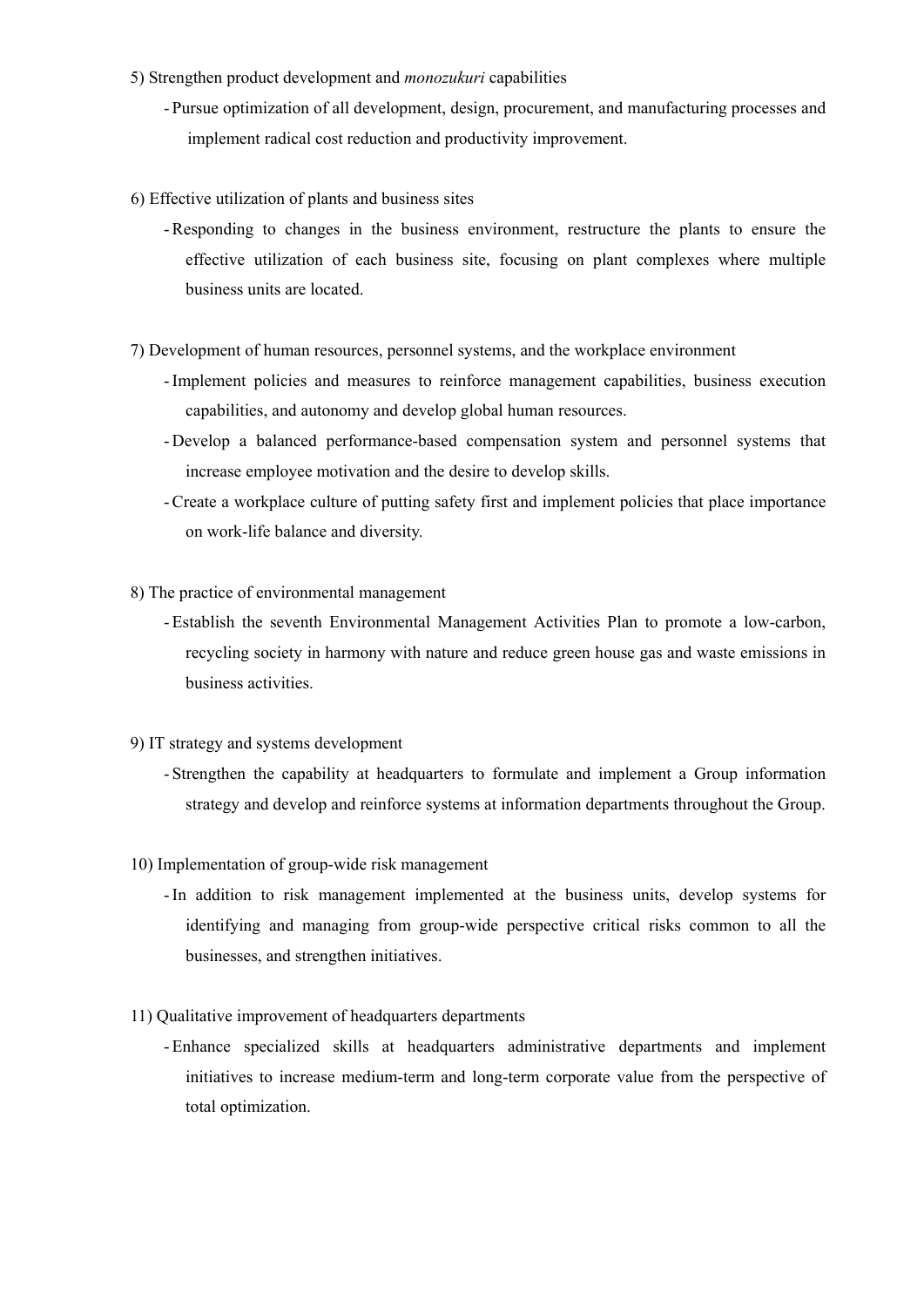5) Strengthen product development and *monozukuri* capabilities

- Pursue optimization of all development, design, procurement, and manufacturing processes and implement radical cost reduction and productivity improvement.

6) Effective utilization of plants and business sites

- Responding to changes in the business environment, restructure the plants to ensure the effective utilization of each business site, focusing on plant complexes where multiple business units are located.

7) Development of human resources, personnel systems, and the workplace environment

- Implement policies and measures to reinforce management capabilities, business execution capabilities, and autonomy and develop global human resources.
- Develop a balanced performance-based compensation system and personnel systems that increase employee motivation and the desire to develop skills.
- Create a workplace culture of putting safety first and implement policies that place importance on work-life balance and diversity.

8) The practice of environmental management

- Establish the seventh Environmental Management Activities Plan to promote a low-carbon, recycling society in harmony with nature and reduce green house gas and waste emissions in business activities.

9) IT strategy and systems development

- Strengthen the capability at headquarters to formulate and implement a Group information strategy and develop and reinforce systems at information departments throughout the Group.

10) Implementation of group-wide risk management

- In addition to risk management implemented at the business units, develop systems for identifying and managing from group-wide perspective critical risks common to all the businesses, and strengthen initiatives.

11) Qualitative improvement of headquarters departments

- Enhance specialized skills at headquarters administrative departments and implement initiatives to increase medium-term and long-term corporate value from the perspective of total optimization.